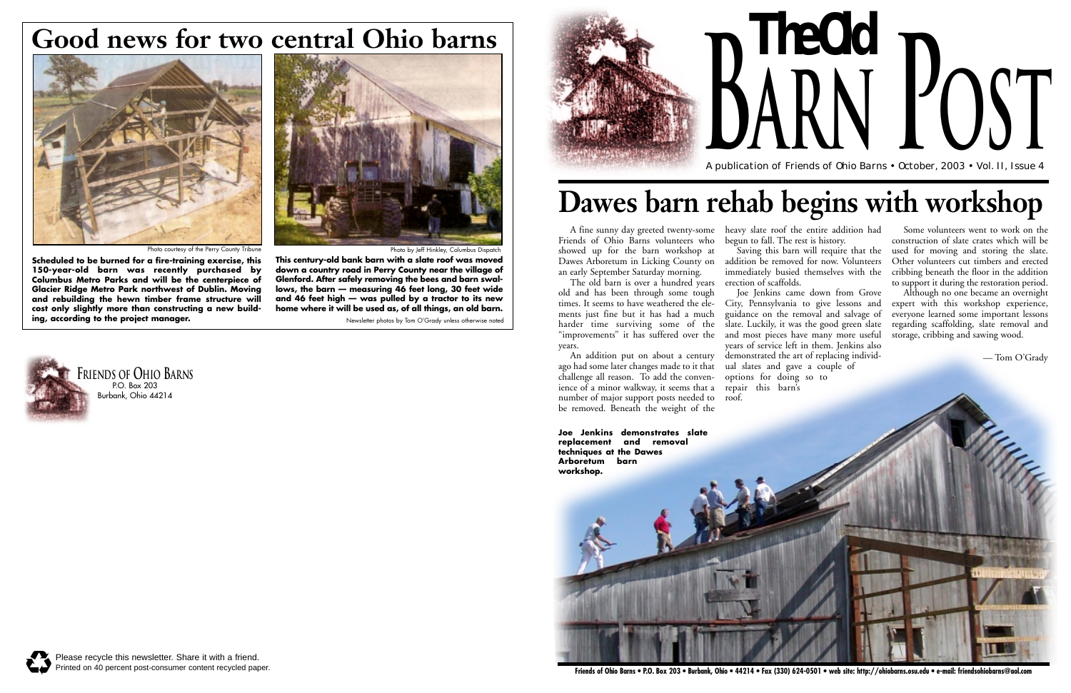# Good news for two central Ohio barns

Photo courtesy of the Perry County Tribune

**Scheduled to be burned for a fire-training exercise, this 150-year-old barn was recently purchased by Columbus Metro Parks and will be the centerpiece of Glacier Ridge Metro Park northwest of Dublin. Moving and rebuilding the hewn timber frame structure will cost only slightly more than constructing a new building, according to the project manager.**

Photo by Jeff Hinkley, Columbus Dispatch

**This century-old bank barn with a slate roof was moved down a country road in Perry County near the village of Glenford. After safely removing the bees and barn swallows, the barn — measuring 46 feet long, 30 feet wide and 46 feet high — was pulled by a tractor to its new home where it will be used as, of all things, an old barn.**

Newsletter photos by Tom O'Grady unless otherwise noted

FRIENDS OF OHIO BARNS
P.O. Box 203
Burbank, Ohio 44214

Please recycle this newsletter. Share it with a friend.
Printed on 40 percent post-consumer content recycled paper.

# The Old BARN POST

A publication of Friends of Ohio Barns • October, 2003 • Vol. II, Issue 4

# Dawes barn rehab begins with workshop

A fine sunny day greeted twenty-some Friends of Ohio Barns volunteers who showed up for the barn workshop at Dawes Arboretum in Licking County on an early September Saturday morning.

The old barn is over a hundred years old and has been through some tough times. It seems to have weathered the elements just fine but it has had a much harder time surviving some of the "improvements" it has suffered over the years.

An addition put on about a century ago had some later changes made to it that challenge all reason. To add the convenience of a minor walkway, it seems that a number of major support posts needed to be removed. Beneath the weight of the heavy slate roof the entire addition had begun to fall. The rest is history.

Saving this barn will require that the addition be removed for now. Volunteers immediately busied themselves with the erection of scaffolds.

Joe Jenkins came down from Grove City, Pennsylvania to give lessons and guidance on the removal and salvage of slate. Luckily, it was the good green slate and most pieces have many more useful years of service left in them. Jenkins also demonstrated the art of replacing individual slates and gave a couple of options for doing so to repair this barn's roof.

Some volunteers went to work on the construction of slate crates which will be used for moving and storing the slate. Other volunteers cut timbers and erected cribbing beneath the floor in the addition to support it during the restoration period.

Although no one became an overnight expert with this workshop experience, everyone learned some important lessons regarding scaffolding, slate removal and storage, cribbing and sawing wood.

— Tom O'Grady

**Joe Jenkins demonstrates slate replacement and removal techniques at the Dawes Arboretum barn workshop.**

Friends of Ohio Barns • P.O. Box 203 • Burbank, Ohio • 44214 • Fax (330) 624-0501 • web site: http://ohiobarns.osu.edu • e-mail: friendsohiobarns@aol.com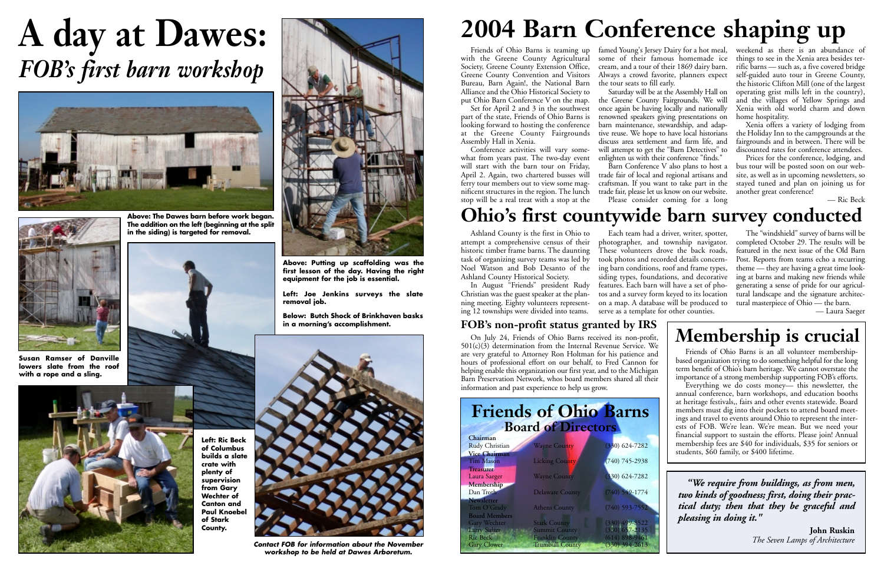# A day at Dawes: *FOB's first barn workshop*

**Above: The Dawes barn before work began. The addition on the left (beginning at the split in the siding) is targeted for removal.**

**Susan Ramser of Danville lowers slate from the roof with a rope and a sling.**

**Above: Putting up scaffolding was the first lesson of the day. Having the right equipment for the job is essential.**

**Left: Joe Jenkins surveys the slate removal job.**

**Below: Butch Shock of Brinkhaven basks in a morning's accomplishment.**

**Left: Ric Beck of Columbus builds a slate crate with plenty of supervision from Gary Wechter of Canton and Paul Knoebel of Stark County.**

***Contact FOB for information about the November workshop to be held at Dawes Arboretum.***

# 2004 Barn Conference shaping up

Friends of Ohio Barns is teaming up with the Greene County Agricultural Society, Greene County Extension Office, Greene County Convention and Visitors Bureau, Barn Again!, the National Barn Alliance and the Ohio Historical Society to put Ohio Barn Conference V on the map.

Set for April 2 and 3 in the southwest part of the state, Friends of Ohio Barns is looking forward to hosting the conference at the Greene County Fairgrounds Assembly Hall in Xenia.

Conference activities will vary somewhat from years past. The two-day event will start with the barn tour on Friday, April 2. Again, two chartered busses will ferry tour members out to view some magnificent structures in the region. The lunch stop will be a real treat with a stop at the famed Young's Jersey Dairy for a hot meal, some of their famous homemade ice cream, and a tour of their 1869 dairy barn. Always a crowd favorite, planners expect the tour seats to fill early.

Saturday will be at the Assembly Hall on the Greene County Fairgrounds. We will once again be having locally and nationally renowned speakers giving presentations on barn maintenance, stewardship, and adaptive reuse. We hope to have local historians discuss area settlement and farm life, and will attempt to get the "Barn Detectives" to enlighten us with their conference "finds."

Barn Conference V also plans to host a trade fair of local and regional artisans and craftsman. If you want to take part in the trade fair, please let us know on our website.

Please consider coming for a long weekend as there is an abundance of things to see in the Xenia area besides terrific barns — such as, a five covered bridge self-guided auto tour in Greene County, the historic Clifton Mill (one of the largest operating grist mills left in the country), and the villages of Yellow Springs and Xenia with old world charm and down home hospitality.

Xenia offers a variety of lodging from the Holiday Inn to the campgrounds at the fairgrounds and in between. There will be discounted rates for conference attendees.

Prices for the conference, lodging, and bus tour will be posted soon on our website, as well as in upcoming newsletters, so stayed tuned and plan on joining us for another great conference!

— Ric Beck

# Ohio's first countywide barn survey conducted

Ashland County is the first in Ohio to attempt a comprehensive census of their historic timber frame barns. The daunting task of organizing survey teams was led by Noel Watson and Bob Desanto of the Ashland County Historical Society.

In August "Friends" president Rudy Christian was the guest speaker at the planning meeting. Eighty volunteers representing 12 townships were divided into teams.

Each team had a driver, writer, spotter, photographer, and township navigator. These volunteers drove the back roads, took photos and recorded details concerning barn conditions, roof and frame types, siding types, foundations, and decorative features. Each barn will have a set of photos and a survey form keyed to its location on a map. A database will be produced to serve as a template for other counties.

The "windshield" survey of barns will be completed October 29. The results will be featured in the next issue of the Old Barn Post. Reports from teams echo a recurring theme — they are having a great time looking at barns and making new friends while generating a sense of pride for our agricultural landscape and the signature architectural masterpiece of Ohio — the barn.

— Laura Saeger

## FOB's non-profit status granted by IRS

On July 24, Friends of Ohio Barns received its non-profit, 501(c)(3) determination from the Internal Revenue Service. We are very grateful to Attorney Ron Holtman for his patience and hours of professional effort on our behalf, to Fred Cannon for helping enable this organization our first year, and to the Michigan Barn Preservation Network, whos board members shared all their information and past experience to help us grow.

## Friends of Ohio Barns Board of Directors

| | | |
|---|---|---|
| **Chairman** | | |
| Rudy Christian | Wayne County | (330) 624-7282 |
| **Vice Chairman** | | |
| Tim Mason | Licking County | (740) 745-2938 |
| **Treasurer** | | |
| Laura Saeger | Wayne County | (330) 624-7282 |
| **Membership** | | |
| Dan Troth | Delaware County | (740) 549-1774 |
| **Newsletter** | | |
| Tom O'Grady | Athens County | (740) 593-7552 |
| **Board Members** | | |
| Gary Wechter | Stark County | (330) 499-8522 |
| Larry Sulzer | Summit County | (330) 657-2135 |
| Ric Beck | Franklin County | (614) 898-9461 |
| Gary Clower | Trumbull County | (330) 394-2613 |

# Membership is crucial

Friends of Ohio Barns is an all volunteer membership-based organization trying to do something helpful for the long term benefit of Ohio's barn heritage. We cannot overstate the importance of a strong membership supporting FOB's efforts.

Everything we do costs money— this newsletter, the annual conference, barn workshops, and education booths at heritage festivals,, fairs and other events statewide. Board members must dig into their pockets to attend board meetings and travel to events around Ohio to represent the interests of FOB. We're lean. We're mean. But we need your financial support to sustain the efforts. Please join! Annual membership fees are $40 for individuals, $35 for seniors or students, $60 family, or $400 lifetime.

***"We require from buildings, as from men, two kinds of goodness; first, doing their practical duty; then that they be graceful and pleasing in doing it."***

**John Ruskin**
*The Seven Lamps of Architecture*